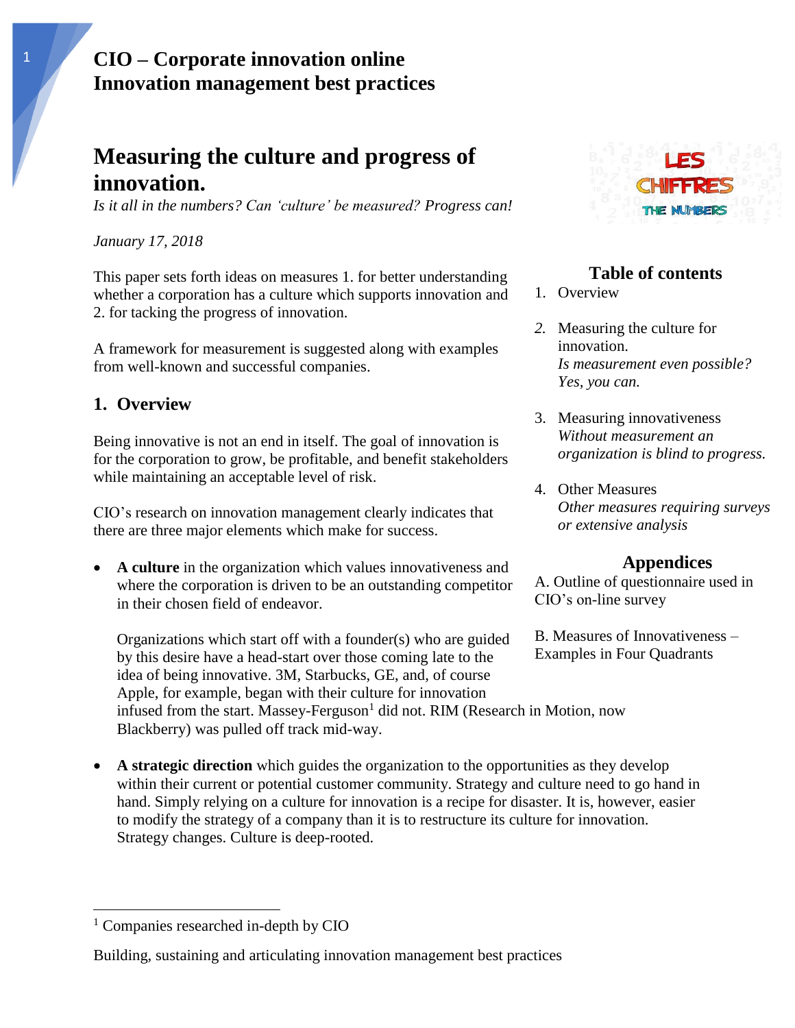# CIO – Corporate innovation online
# Innovation management best practices

## Measuring the culture and progress of innovation.

*Is it all in the numbers? Can 'culture' be measured? Progress can!*

*January 17, 2018*

This paper sets forth ideas on measures 1. for better understanding whether a corporation has a culture which supports innovation and 2. for tacking the progress of innovation.

A framework for measurement is suggested along with examples from well-known and successful companies.

### Table of contents

1. Overview
2. Measuring the culture for innovation.
   *Is measurement even possible? Yes, you can.*
3. Measuring innovativeness
   *Without measurement an organization is blind to progress.*
4. Other Measures
   *Other measures requiring surveys or extensive analysis*

### Appendices

A. Outline of questionnaire used in CIO's on-line survey

B. Measures of Innovativeness – Examples in Four Quadrants

### 1. Overview

Being innovative is not an end in itself. The goal of innovation is for the corporation to grow, be profitable, and benefit stakeholders while maintaining an acceptable level of risk.

CIO's research on innovation management clearly indicates that there are three major elements which make for success.

- **A culture** in the organization which values innovativeness and where the corporation is driven to be an outstanding competitor in their chosen field of endeavor.

  Organizations which start off with a founder(s) who are guided by this desire have a head-start over those coming late to the idea of being innovative. 3M, Starbucks, GE, and, of course Apple, for example, began with their culture for innovation infused from the start. Massey-Ferguson[1] did not. RIM (Research in Motion, now Blackberry) was pulled off track mid-way.

- **A strategic direction** which guides the organization to the opportunities as they develop within their current or potential customer community. Strategy and culture need to go hand in hand. Simply relying on a culture for innovation is a recipe for disaster. It is, however, easier to modify the strategy of a company than it is to restructure its culture for innovation. Strategy changes. Culture is deep-rooted.

[1] Companies researched in-depth by CIO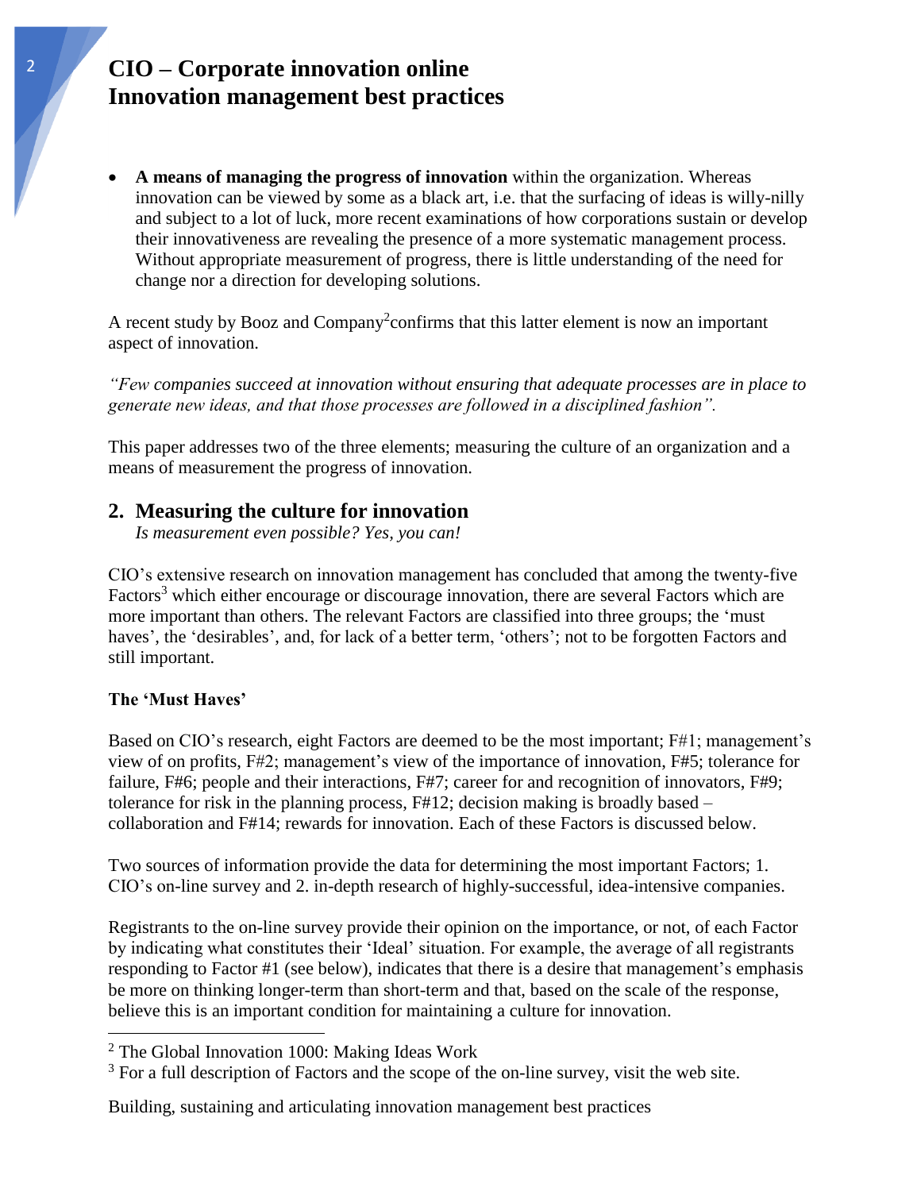- **A means of managing the progress of innovation** within the organization. Whereas innovation can be viewed by some as a black art, i.e. that the surfacing of ideas is willy-nilly and subject to a lot of luck, more recent examinations of how corporations sustain or develop their innovativeness are revealing the presence of a more systematic management process. Without appropriate measurement of progress, there is little understanding of the need for change nor a direction for developing solutions.

A recent study by Booz and Company[2]confirms that this latter element is now an important aspect of innovation.

*"Few companies succeed at innovation without ensuring that adequate processes are in place to generate new ideas, and that those processes are followed in a disciplined fashion".*

This paper addresses two of the three elements; measuring the culture of an organization and a means of measurement the progress of innovation.

## 2. Measuring the culture for innovation

*Is measurement even possible? Yes, you can!*

CIO's extensive research on innovation management has concluded that among the twenty-five Factors[3] which either encourage or discourage innovation, there are several Factors which are more important than others. The relevant Factors are classified into three groups; the 'must haves', the 'desirables', and, for lack of a better term, 'others'; not to be forgotten Factors and still important.

### The 'Must Haves'

Based on CIO's research, eight Factors are deemed to be the most important; F#1; management's view of on profits, F#2; management's view of the importance of innovation, F#5; tolerance for failure, F#6; people and their interactions, F#7; career for and recognition of innovators, F#9; tolerance for risk in the planning process, F#12; decision making is broadly based – collaboration and F#14; rewards for innovation. Each of these Factors is discussed below.

Two sources of information provide the data for determining the most important Factors; 1. CIO's on-line survey and 2. in-depth research of highly-successful, idea-intensive companies.

Registrants to the on-line survey provide their opinion on the importance, or not, of each Factor by indicating what constitutes their 'Ideal' situation. For example, the average of all registrants responding to Factor #1 (see below), indicates that there is a desire that management's emphasis be more on thinking longer-term than short-term and that, based on the scale of the response, believe this is an important condition for maintaining a culture for innovation.

---

[2] The Global Innovation 1000: Making Ideas Work

[3] For a full description of Factors and the scope of the on-line survey, visit the web site.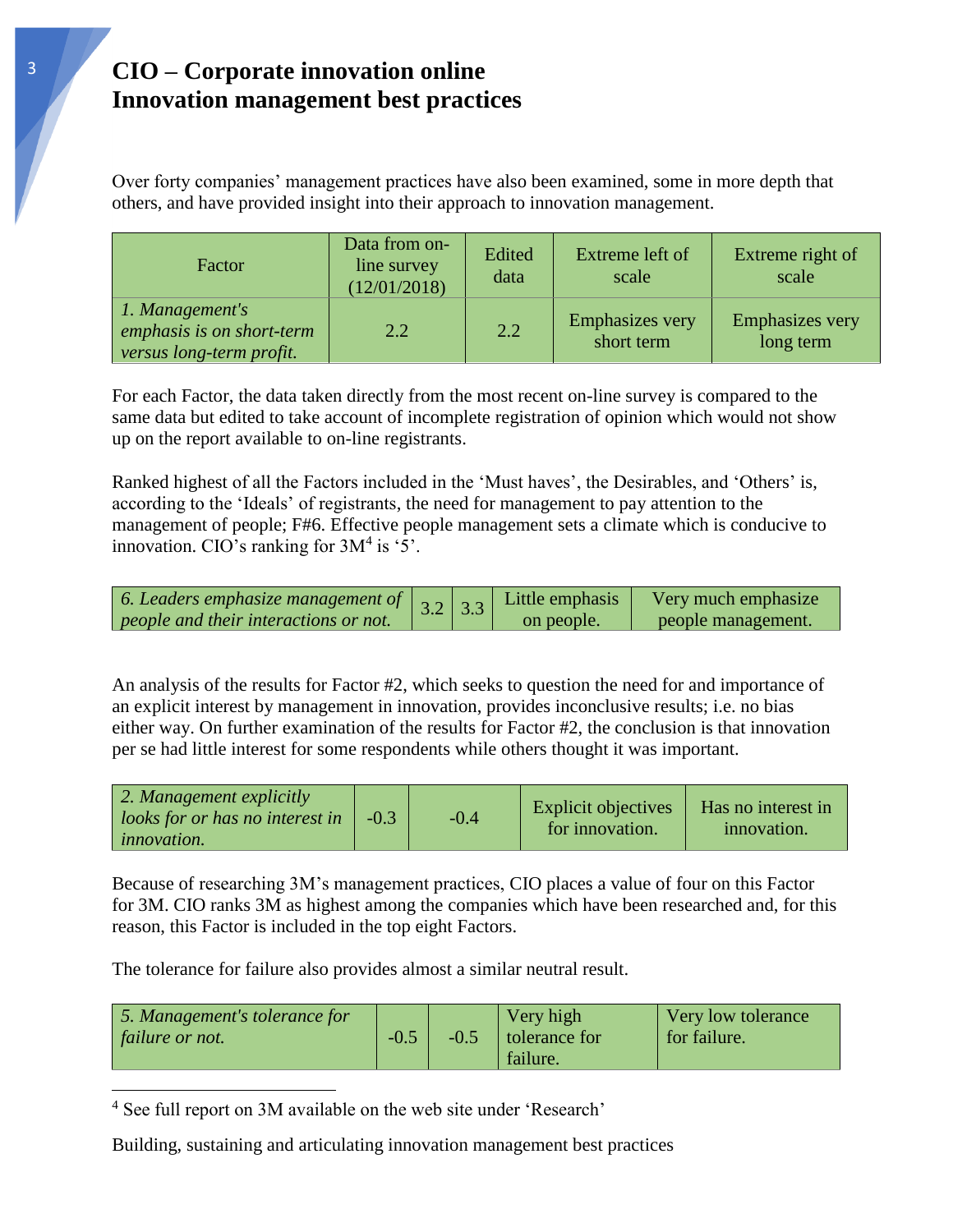# CIO – Corporate innovation online
# Innovation management best practices

Over forty companies' management practices have also been examined, some in more depth that others, and have provided insight into their approach to innovation management.

| Factor | Data from on-line survey (12/01/2018) | Edited data | Extreme left of scale | Extreme right of scale |
|---|---|---|---|---|
| *1. Management's emphasis is on short-term versus long-term profit.* | 2.2 | 2.2 | Emphasizes very short term | Emphasizes very long term |

For each Factor, the data taken directly from the most recent on-line survey is compared to the same data but edited to take account of incomplete registration of opinion which would not show up on the report available to on-line registrants.

Ranked highest of all the Factors included in the 'Must haves', the Desirables, and 'Others' is, according to the 'Ideals' of registrants, the need for management to pay attention to the management of people; F#6. Effective people management sets a climate which is conducive to innovation. CIO's ranking for 3M[4] is '5'.

| | | | | |
|---|---|---|---|---|
| *6. Leaders emphasize management of people and their interactions or not.* | 3.2 | 3.3 | Little emphasis on people. | Very much emphasize people management. |

An analysis of the results for Factor #2, which seeks to question the need for and importance of an explicit interest by management in innovation, provides inconclusive results; i.e. no bias either way. On further examination of the results for Factor #2, the conclusion is that innovation per se had little interest for some respondents while others thought it was important.

| | | | | |
|---|---|---|---|---|
| *2. Management explicitly looks for or has no interest in innovation.* | -0.3 | -0.4 | Explicit objectives for innovation. | Has no interest in innovation. |

Because of researching 3M's management practices, CIO places a value of four on this Factor for 3M. CIO ranks 3M as highest among the companies which have been researched and, for this reason, this Factor is included in the top eight Factors.

The tolerance for failure also provides almost a similar neutral result.

| | | | | |
|---|---|---|---|---|
| *5. Management's tolerance for failure or not.* | -0.5 | -0.5 | Very high tolerance for failure. | Very low tolerance for failure. |

[4] See full report on 3M available on the web site under 'Research'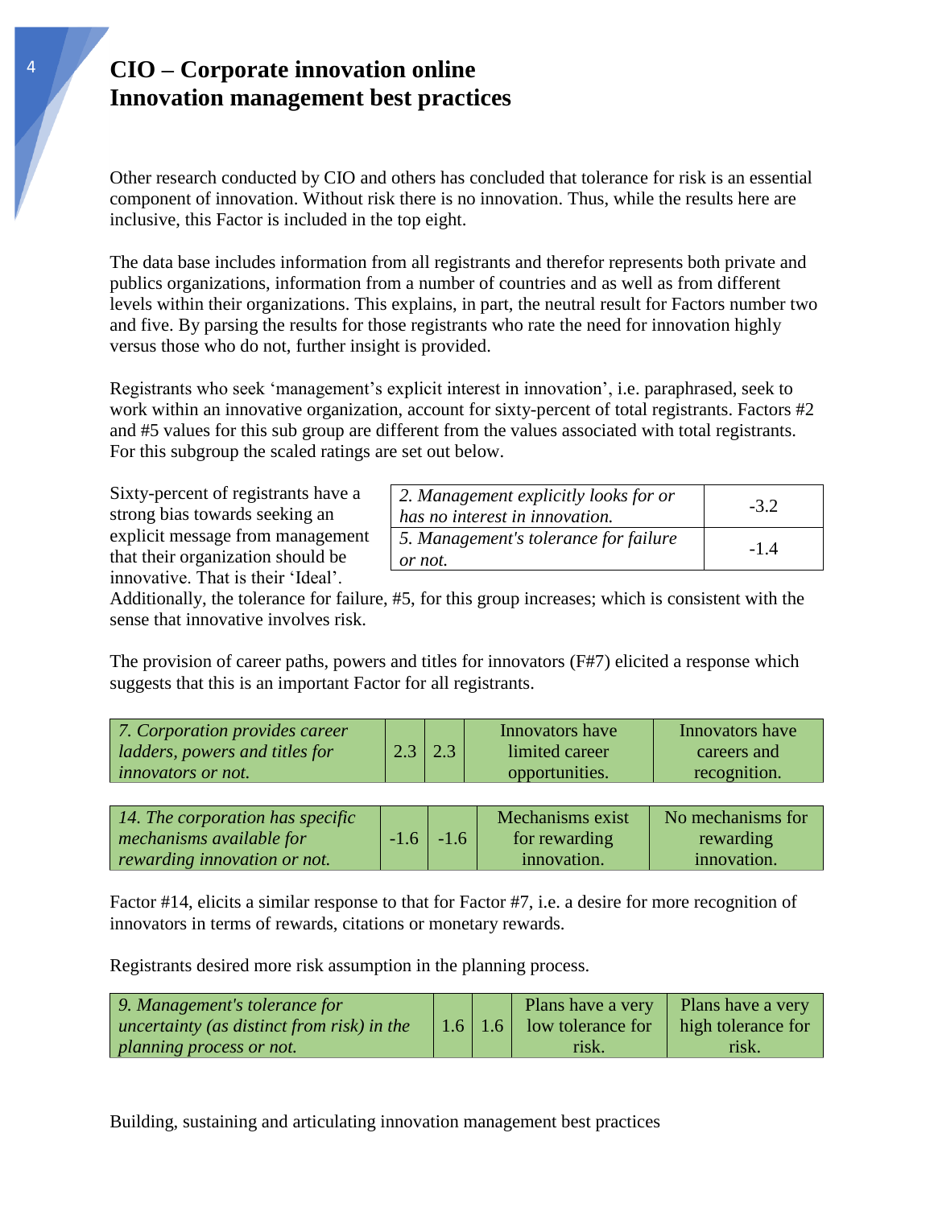# CIO – Corporate innovation online
# Innovation management best practices

Other research conducted by CIO and others has concluded that tolerance for risk is an essential component of innovation. Without risk there is no innovation. Thus, while the results here are inclusive, this Factor is included in the top eight.

The data base includes information from all registrants and therefor represents both private and publics organizations, information from a number of countries and as well as from different levels within their organizations. This explains, in part, the neutral result for Factors number two and five. By parsing the results for those registrants who rate the need for innovation highly versus those who do not, further insight is provided.

Registrants who seek 'management's explicit interest in innovation', i.e. paraphrased, seek to work within an innovative organization, account for sixty-percent of total registrants. Factors #2 and #5 values for this sub group are different from the values associated with total registrants. For this subgroup the scaled ratings are set out below.

Sixty-percent of registrants have a strong bias towards seeking an explicit message from management that their organization should be innovative. That is their 'Ideal'.

| | |
|---|---|
| *2. Management explicitly looks for or has no interest in innovation.* | -3.2 |
| *5. Management's tolerance for failure or not.* | -1.4 |

Additionally, the tolerance for failure, #5, for this group increases; which is consistent with the sense that innovative involves risk.

The provision of career paths, powers and titles for innovators (F#7) elicited a response which suggests that this is an important Factor for all registrants.

| | | | | |
|---|---|---|---|---|
| *7. Corporation provides career ladders, powers and titles for innovators or not.* | 2.3 | 2.3 | Innovators have limited career opportunities. | Innovators have careers and recognition. |

| | | | | |
|---|---|---|---|---|
| *14. The corporation has specific mechanisms available for rewarding innovation or not.* | -1.6 | -1.6 | Mechanisms exist for rewarding innovation. | No mechanisms for rewarding innovation. |

Factor #14, elicits a similar response to that for Factor #7, i.e. a desire for more recognition of innovators in terms of rewards, citations or monetary rewards.

Registrants desired more risk assumption in the planning process.

| | | | | |
|---|---|---|---|---|
| *9. Management's tolerance for uncertainty (as distinct from risk) in the planning process or not.* | 1.6 | 1.6 | Plans have a very low tolerance for risk. | Plans have a very high tolerance for risk. |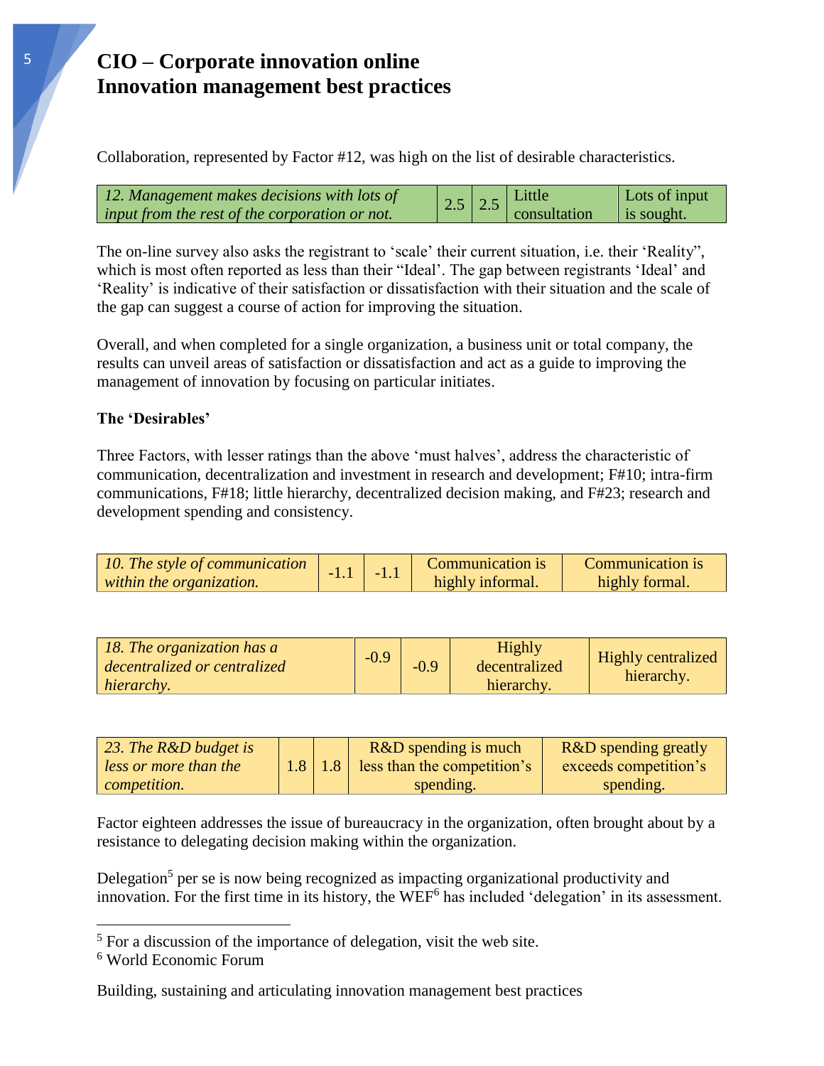# CIO – Corporate innovation online
# Innovation management best practices

Collaboration, represented by Factor #12, was high on the list of desirable characteristics.

| *12. Management makes decisions with lots of input from the rest of the corporation or not.* | 2.5 | 2.5 | Little consultation | Lots of input is sought. |
|---|---|---|---|---|

The on-line survey also asks the registrant to 'scale' their current situation, i.e. their 'Reality", which is most often reported as less than their "Ideal'. The gap between registrants 'Ideal' and 'Reality' is indicative of their satisfaction or dissatisfaction with their situation and the scale of the gap can suggest a course of action for improving the situation.

Overall, and when completed for a single organization, a business unit or total company, the results can unveil areas of satisfaction or dissatisfaction and act as a guide to improving the management of innovation by focusing on particular initiates.

**The 'Desirables'**

Three Factors, with lesser ratings than the above 'must halves', address the characteristic of communication, decentralization and investment in research and development; F#10; intra-firm communications, F#18; little hierarchy, decentralized decision making, and F#23; research and development spending and consistency.

| *10. The style of communication within the organization.* | -1.1 | -1.1 | Communication is highly informal. | Communication is highly formal. |
|---|---|---|---|---|

| *18. The organization has a decentralized or centralized hierarchy.* | -0.9 | -0.9 | Highly decentralized hierarchy. | Highly centralized hierarchy. |
|---|---|---|---|---|

| *23. The R&D budget is less or more than the competition.* | 1.8 | 1.8 | R&D spending is much less than the competition's spending. | R&D spending greatly exceeds competition's spending. |
|---|---|---|---|---|

Factor eighteen addresses the issue of bureaucracy in the organization, often brought about by a resistance to delegating decision making within the organization.

Delegation[5] per se is now being recognized as impacting organizational productivity and innovation. For the first time in its history, the WEF[6] has included 'delegation' in its assessment.

[5] For a discussion of the importance of delegation, visit the web site.

[6] World Economic Forum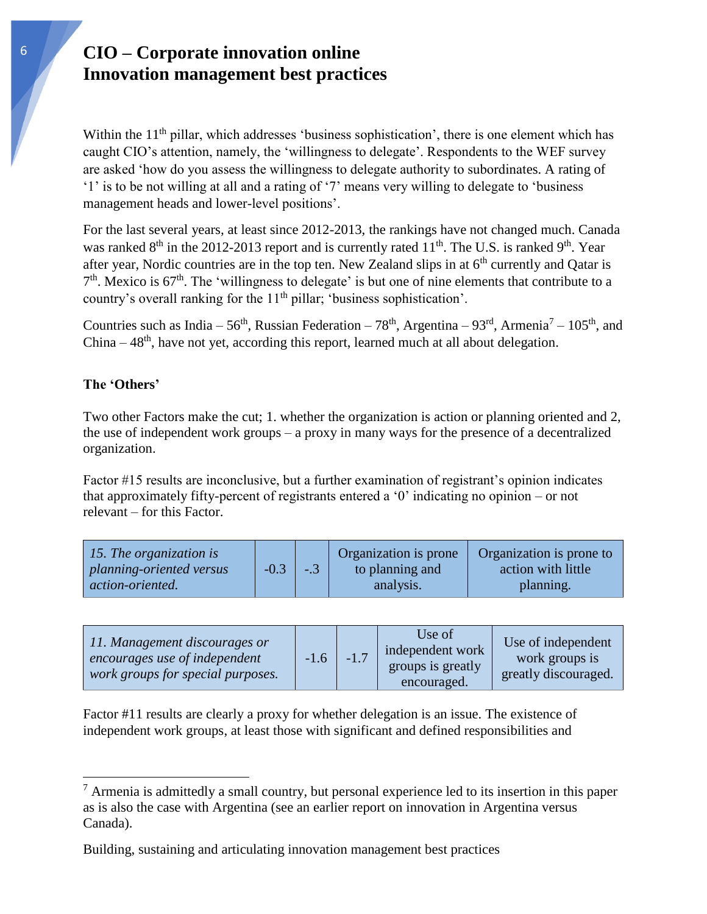Within the 11th pillar, which addresses 'business sophistication', there is one element which has caught CIO's attention, namely, the 'willingness to delegate'. Respondents to the WEF survey are asked 'how do you assess the willingness to delegate authority to subordinates. A rating of '1' is to be not willing at all and a rating of '7' means very willing to delegate to 'business management heads and lower-level positions'.

For the last several years, at least since 2012-2013, the rankings have not changed much. Canada was ranked 8th in the 2012-2013 report and is currently rated 11th. The U.S. is ranked 9th. Year after year, Nordic countries are in the top ten. New Zealand slips in at 6th currently and Qatar is 7th. Mexico is 67th. The 'willingness to delegate' is but one of nine elements that contribute to a country's overall ranking for the 11th pillar; 'business sophistication'.

Countries such as India – 56th, Russian Federation – 78th, Argentina – 93rd, Armenia[7] – 105th, and China – 48th, have not yet, according this report, learned much at all about delegation.

**The 'Others'**

Two other Factors make the cut; 1. whether the organization is action or planning oriented and 2, the use of independent work groups – a proxy in many ways for the presence of a decentralized organization.

Factor #15 results are inconclusive, but a further examination of registrant's opinion indicates that approximately fifty-percent of registrants entered a '0' indicating no opinion – or not relevant – for this Factor.

| | | | | |
|---|---|---|---|---|
| *15. The organization is planning-oriented versus action-oriented.* | -0.3 | -.3 | Organization is prone to planning and analysis. | Organization is prone to action with little planning. |

| | | | | |
|---|---|---|---|---|
| *11. Management discourages or encourages use of independent work groups for special purposes.* | -1.6 | -1.7 | Use of independent work groups is greatly encouraged. | Use of independent work groups is greatly discouraged. |

Factor #11 results are clearly a proxy for whether delegation is an issue. The existence of independent work groups, at least those with significant and defined responsibilities and

[7] Armenia is admittedly a small country, but personal experience led to its insertion in this paper as is also the case with Argentina (see an earlier report on innovation in Argentina versus Canada).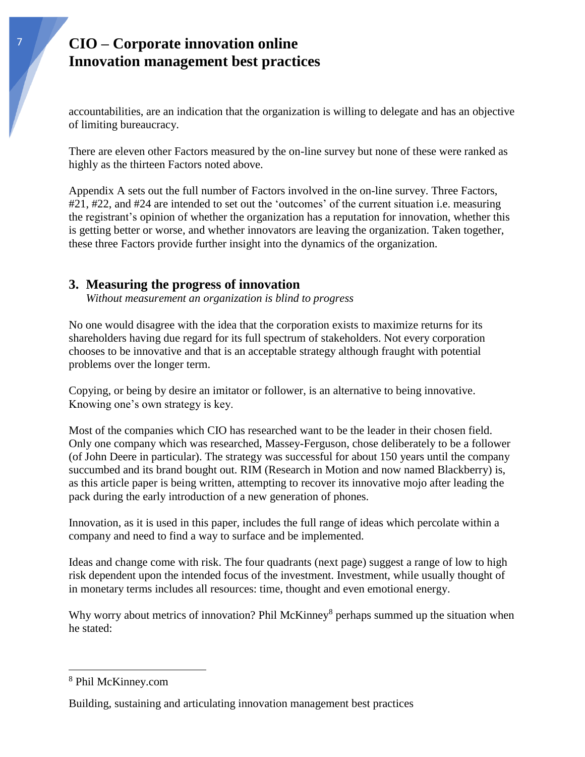accountabilities, are an indication that the organization is willing to delegate and has an objective of limiting bureaucracy.

There are eleven other Factors measured by the on-line survey but none of these were ranked as highly as the thirteen Factors noted above.

Appendix A sets out the full number of Factors involved in the on-line survey. Three Factors, #21, #22, and #24 are intended to set out the 'outcomes' of the current situation i.e. measuring the registrant's opinion of whether the organization has a reputation for innovation, whether this is getting better or worse, and whether innovators are leaving the organization. Taken together, these three Factors provide further insight into the dynamics of the organization.

## 3. Measuring the progress of innovation

*Without measurement an organization is blind to progress*

No one would disagree with the idea that the corporation exists to maximize returns for its shareholders having due regard for its full spectrum of stakeholders. Not every corporation chooses to be innovative and that is an acceptable strategy although fraught with potential problems over the longer term.

Copying, or being by desire an imitator or follower, is an alternative to being innovative. Knowing one's own strategy is key.

Most of the companies which CIO has researched want to be the leader in their chosen field. Only one company which was researched, Massey-Ferguson, chose deliberately to be a follower (of John Deere in particular). The strategy was successful for about 150 years until the company succumbed and its brand bought out. RIM (Research in Motion and now named Blackberry) is, as this article paper is being written, attempting to recover its innovative mojo after leading the pack during the early introduction of a new generation of phones.

Innovation, as it is used in this paper, includes the full range of ideas which percolate within a company and need to find a way to surface and be implemented.

Ideas and change come with risk. The four quadrants (next page) suggest a range of low to high risk dependent upon the intended focus of the investment. Investment, while usually thought of in monetary terms includes all resources: time, thought and even emotional energy.

Why worry about metrics of innovation? Phil McKinney[8] perhaps summed up the situation when he stated:

---

[8] Phil McKinney.com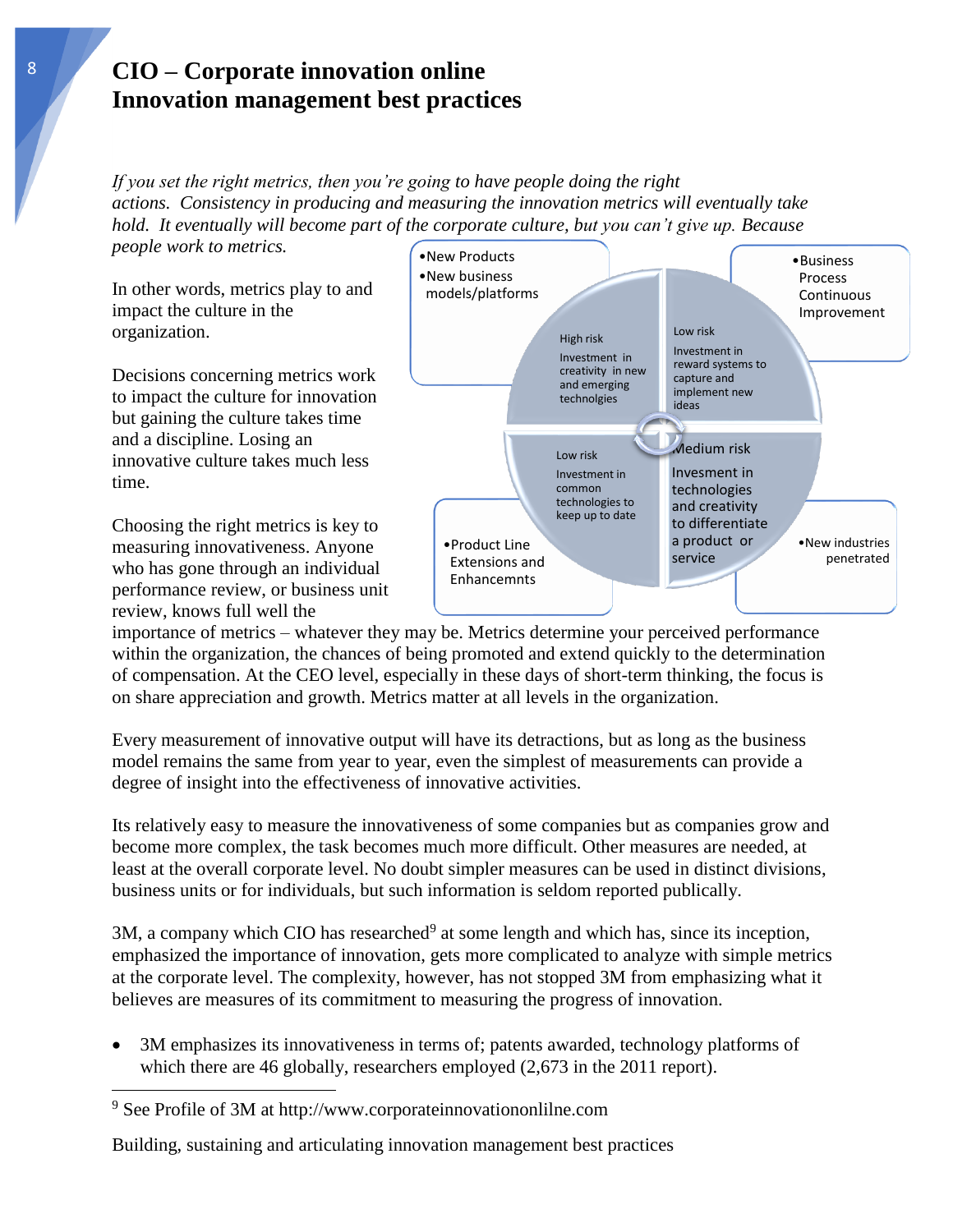# CIO – Corporate innovation online
# Innovation management best practices

*If you set the right metrics, then you're going to have people doing the right actions. Consistency in producing and measuring the innovation metrics will eventually take hold. It eventually will become part of the corporate culture, but you can't give up. Because people work to metrics.*

In other words, metrics play to and impact the culture in the organization.

Decisions concerning metrics work to impact the culture for innovation but gaining the culture takes time and a discipline. Losing an innovative culture takes much less time.

- New Products
- New business models/platforms

High risk
Investment in creativity in new and emerging technolgies

- Business Process Continuous Improvement

Low risk
Investment in reward systems to capture and implement new ideas

Low risk
Investment in common technologies to keep up to date

- Product Line Extensions and Enhancemnts

Medium risk
Invesment in technologies and creativity to differentiate a product or service

- New industries penetrated

Choosing the right metrics is key to measuring innovativeness. Anyone who has gone through an individual performance review, or business unit review, knows full well the importance of metrics – whatever they may be. Metrics determine your perceived performance within the organization, the chances of being promoted and extend quickly to the determination of compensation. At the CEO level, especially in these days of short-term thinking, the focus is on share appreciation and growth. Metrics matter at all levels in the organization.

Every measurement of innovative output will have its detractions, but as long as the business model remains the same from year to year, even the simplest of measurements can provide a degree of insight into the effectiveness of innovative activities.

Its relatively easy to measure the innovativeness of some companies but as companies grow and become more complex, the task becomes much more difficult. Other measures are needed, at least at the overall corporate level. No doubt simpler measures can be used in distinct divisions, business units or for individuals, but such information is seldom reported publically.

3M, a company which CIO has researched[9] at some length and which has, since its inception, emphasized the importance of innovation, gets more complicated to analyze with simple metrics at the corporate level. The complexity, however, has not stopped 3M from emphasizing what it believes are measures of its commitment to measuring the progress of innovation.

- 3M emphasizes its innovativeness in terms of; patents awarded, technology platforms of which there are 46 globally, researchers employed (2,673 in the 2011 report).

[9] See Profile of 3M at http://www.corporateinnovationonlilne.com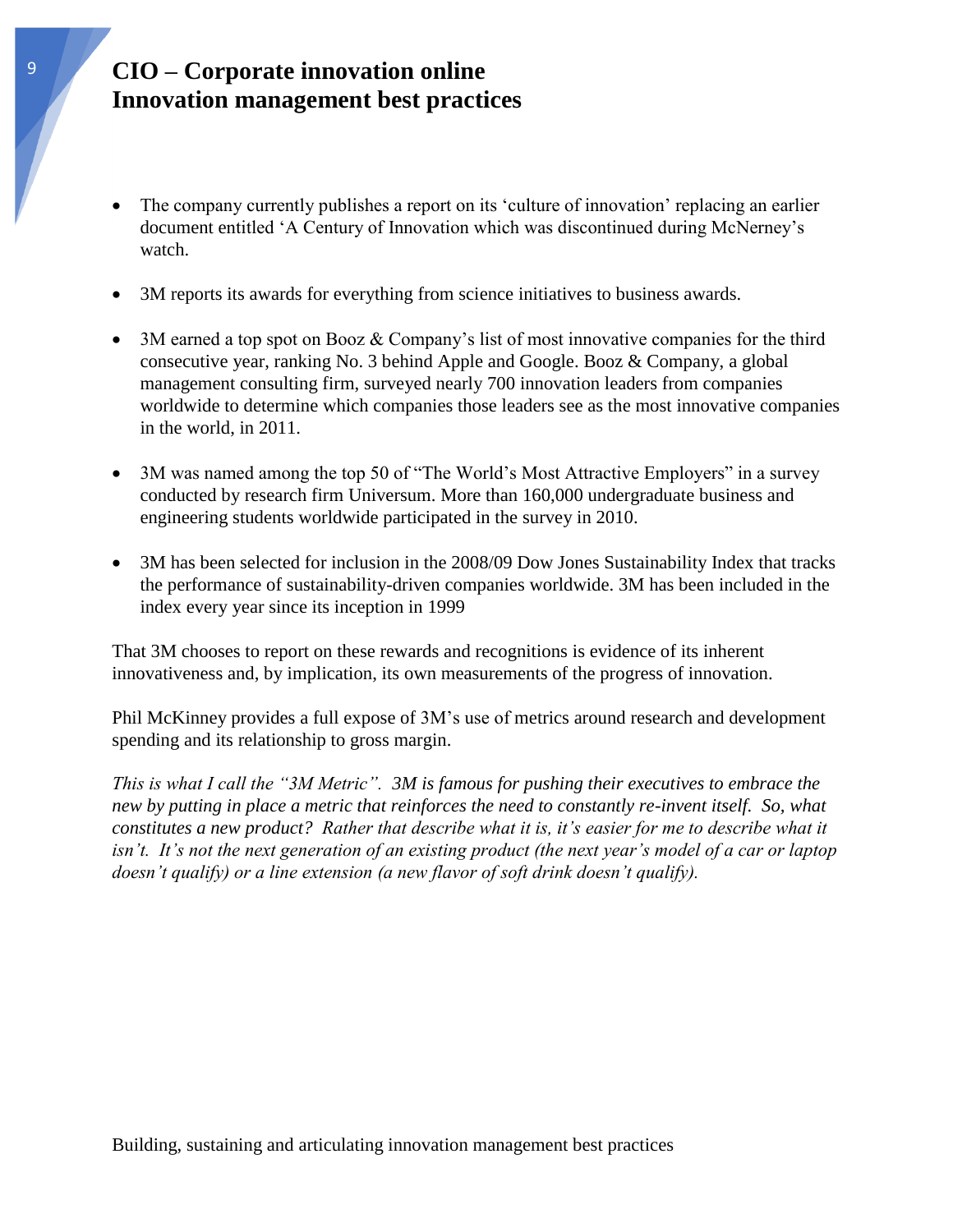# CIO – Corporate innovation online
# Innovation management best practices

- The company currently publishes a report on its 'culture of innovation' replacing an earlier document entitled 'A Century of Innovation which was discontinued during McNerney's watch.
- 3M reports its awards for everything from science initiatives to business awards.
- 3M earned a top spot on Booz & Company's list of most innovative companies for the third consecutive year, ranking No. 3 behind Apple and Google. Booz & Company, a global management consulting firm, surveyed nearly 700 innovation leaders from companies worldwide to determine which companies those leaders see as the most innovative companies in the world, in 2011.
- 3M was named among the top 50 of "The World's Most Attractive Employers" in a survey conducted by research firm Universum. More than 160,000 undergraduate business and engineering students worldwide participated in the survey in 2010.
- 3M has been selected for inclusion in the 2008/09 Dow Jones Sustainability Index that tracks the performance of sustainability-driven companies worldwide. 3M has been included in the index every year since its inception in 1999

That 3M chooses to report on these rewards and recognitions is evidence of its inherent innovativeness and, by implication, its own measurements of the progress of innovation.

Phil McKinney provides a full expose of 3M's use of metrics around research and development spending and its relationship to gross margin.

*This is what I call the "3M Metric". 3M is famous for pushing their executives to embrace the new by putting in place a metric that reinforces the need to constantly re-invent itself. So, what constitutes a new product? Rather that describe what it is, it's easier for me to describe what it isn't. It's not the next generation of an existing product (the next year's model of a car or laptop doesn't qualify) or a line extension (a new flavor of soft drink doesn't qualify).*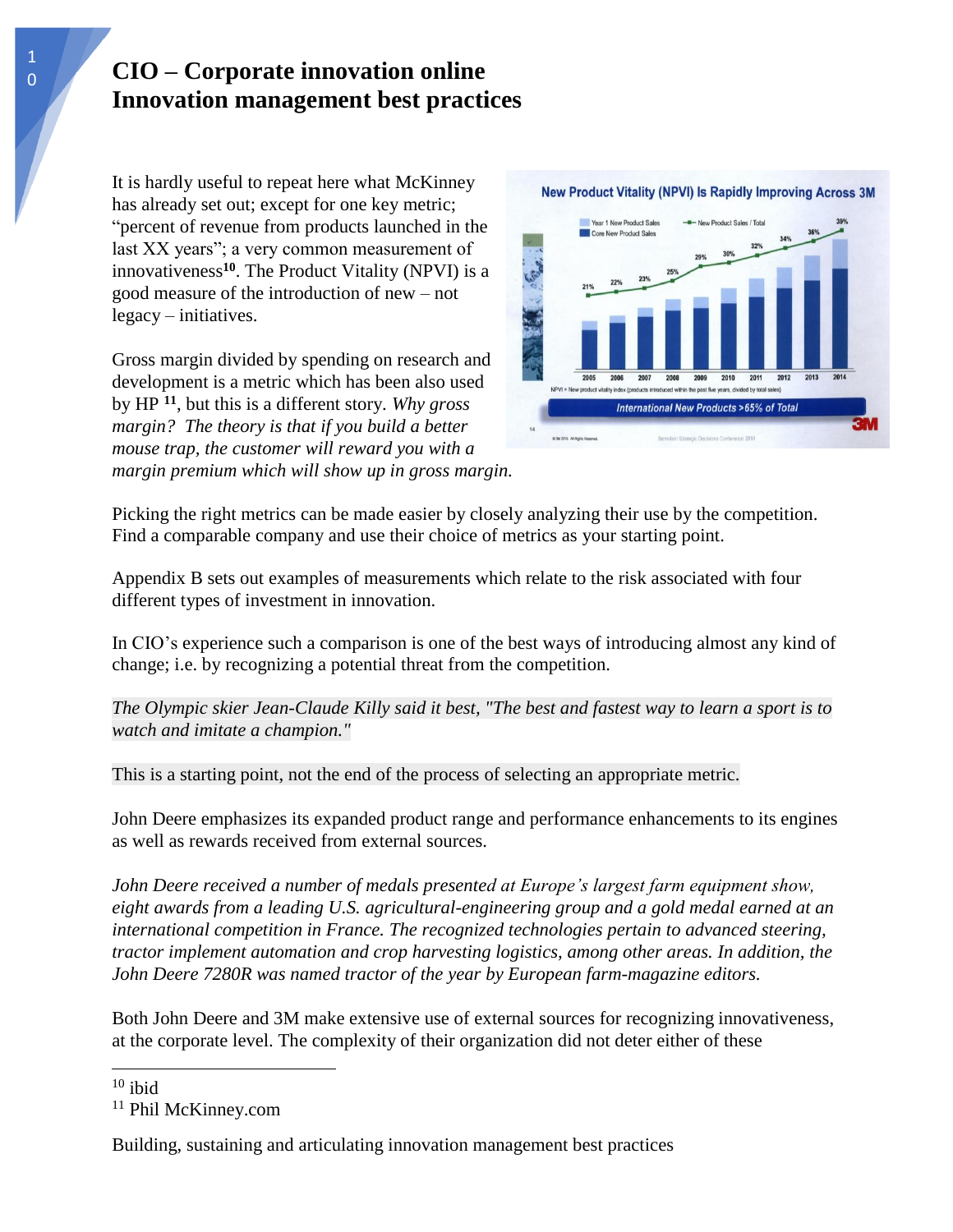# CIO – Corporate innovation online
# Innovation management best practices

It is hardly useful to repeat here what McKinney has already set out; except for one key metric; "percent of revenue from products launched in the last XX years"; a very common measurement of innovativeness[10]. The Product Vitality (NPVI) is a good measure of the introduction of new – not legacy – initiatives.

Gross margin divided by spending on research and development is a metric which has been also used by HP [11], but this is a different story. *Why gross margin? The theory is that if you build a better mouse trap, the customer will reward you with a margin premium which will show up in gross margin.*

Picking the right metrics can be made easier by closely analyzing their use by the competition. Find a comparable company and use their choice of metrics as your starting point.

Appendix B sets out examples of measurements which relate to the risk associated with four different types of investment in innovation.

In CIO's experience such a comparison is one of the best ways of introducing almost any kind of change; i.e. by recognizing a potential threat from the competition.

*The Olympic skier Jean-Claude Killy said it best, "The best and fastest way to learn a sport is to watch and imitate a champion."*

This is a starting point, not the end of the process of selecting an appropriate metric.

John Deere emphasizes its expanded product range and performance enhancements to its engines as well as rewards received from external sources.

*John Deere received a number of medals presented at Europe's largest farm equipment show, eight awards from a leading U.S. agricultural-engineering group and a gold medal earned at an international competition in France. The recognized technologies pertain to advanced steering, tractor implement automation and crop harvesting logistics, among other areas. In addition, the John Deere 7280R was named tractor of the year by European farm-magazine editors.*

Both John Deere and 3M make extensive use of external sources for recognizing innovativeness, at the corporate level. The complexity of their organization did not deter either of these

[10] ibid

[11] Phil McKinney.com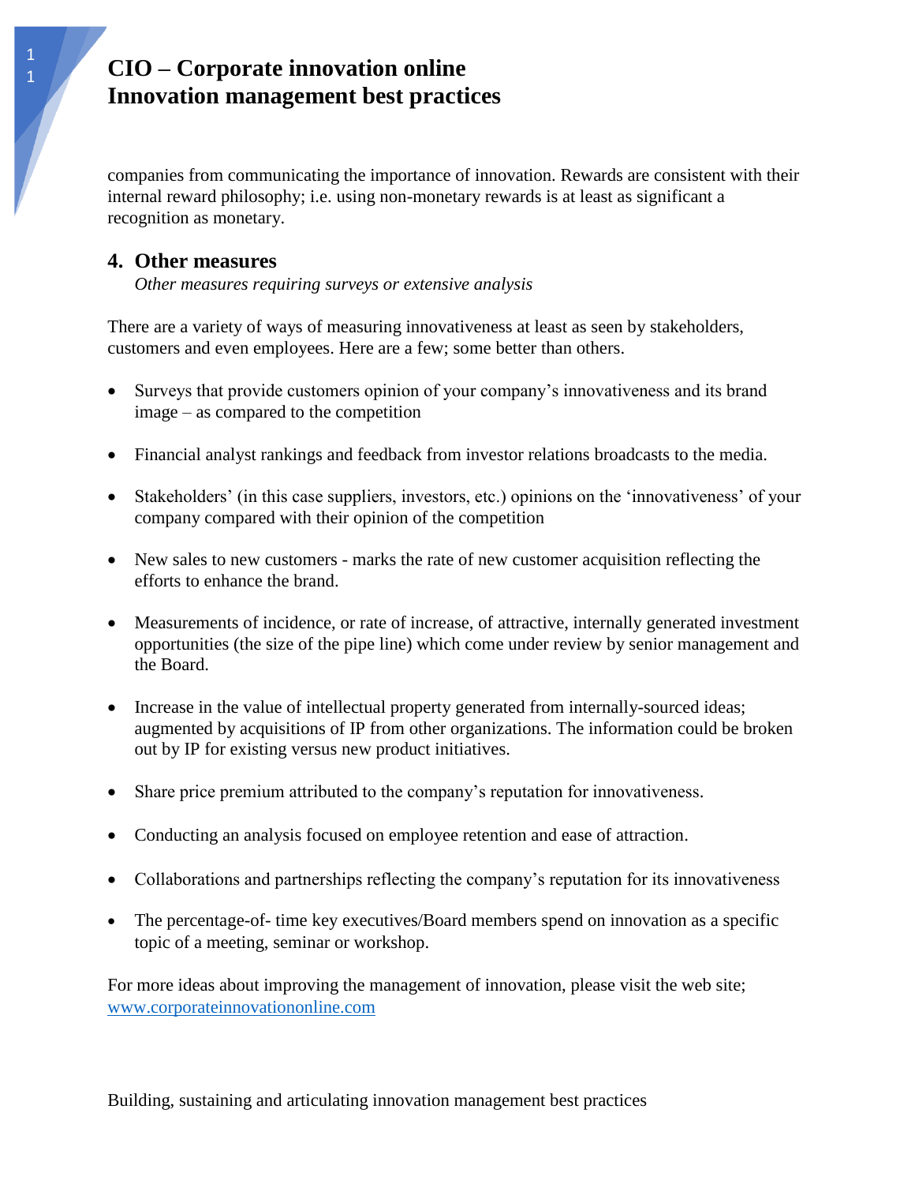companies from communicating the importance of innovation. Rewards are consistent with their internal reward philosophy; i.e. using non-monetary rewards is at least as significant a recognition as monetary.

## 4. Other measures

*Other measures requiring surveys or extensive analysis*

There are a variety of ways of measuring innovativeness at least as seen by stakeholders, customers and even employees. Here are a few; some better than others.

- Surveys that provide customers opinion of your company's innovativeness and its brand image – as compared to the competition
- Financial analyst rankings and feedback from investor relations broadcasts to the media.
- Stakeholders' (in this case suppliers, investors, etc.) opinions on the 'innovativeness' of your company compared with their opinion of the competition
- New sales to new customers - marks the rate of new customer acquisition reflecting the efforts to enhance the brand.
- Measurements of incidence, or rate of increase, of attractive, internally generated investment opportunities (the size of the pipe line) which come under review by senior management and the Board.
- Increase in the value of intellectual property generated from internally-sourced ideas; augmented by acquisitions of IP from other organizations. The information could be broken out by IP for existing versus new product initiatives.
- Share price premium attributed to the company's reputation for innovativeness.
- Conducting an analysis focused on employee retention and ease of attraction.
- Collaborations and partnerships reflecting the company's reputation for its innovativeness
- The percentage-of- time key executives/Board members spend on innovation as a specific topic of a meeting, seminar or workshop.

For more ideas about improving the management of innovation, please visit the web site; www.corporateinnovationonline.com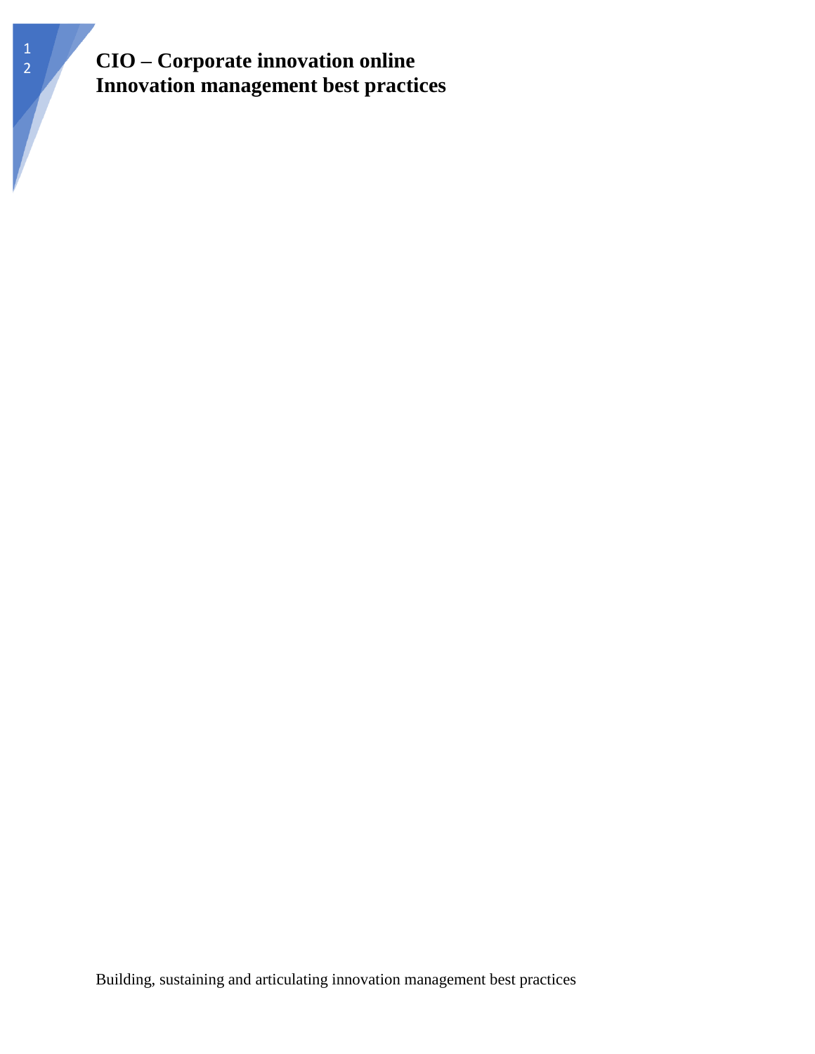**CIO – Corporate innovation online**
**Innovation management best practices**

Building, sustaining and articulating innovation management best practices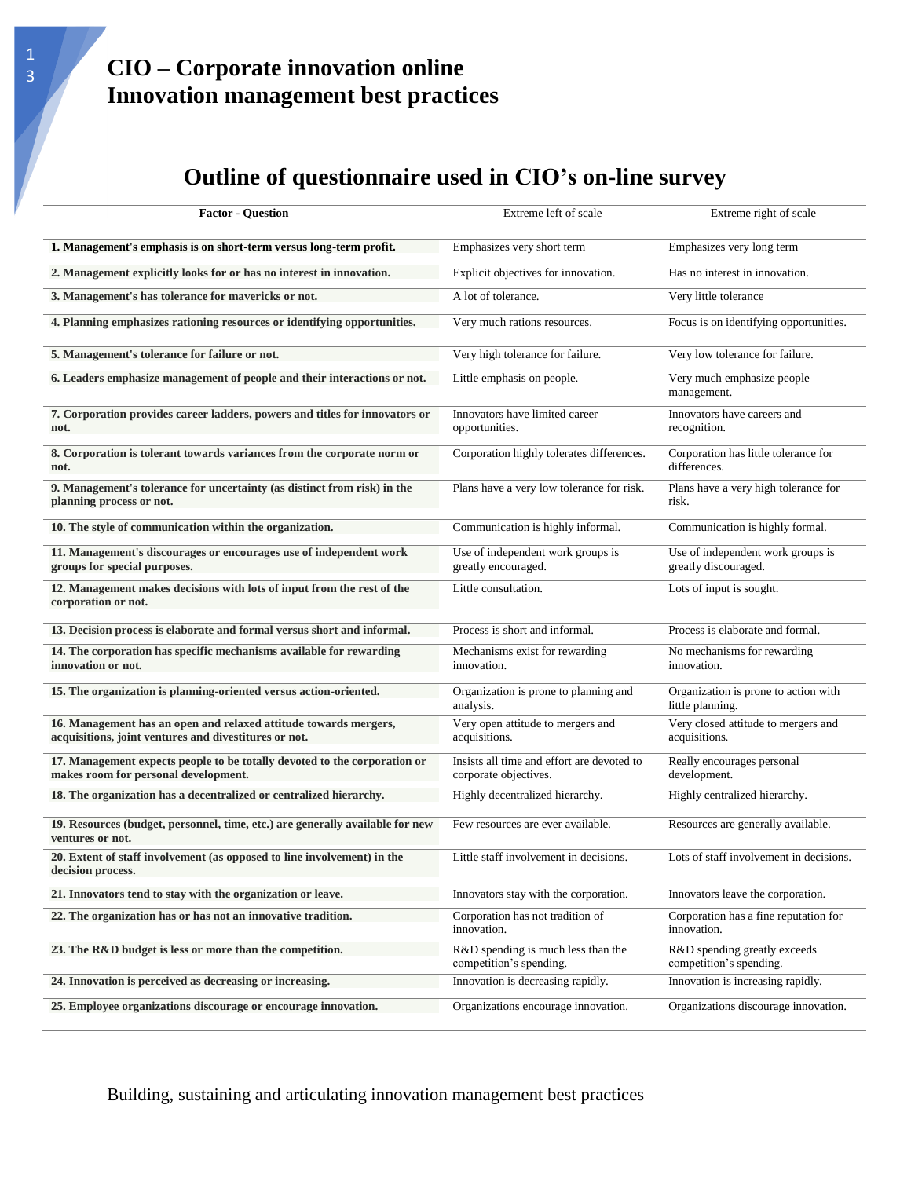# CIO – Corporate innovation online
# Innovation management best practices

## Outline of questionnaire used in CIO's on-line survey

| Factor - Question | Extreme left of scale | Extreme right of scale |
|---|---|---|
| **1. Management's emphasis is on short-term versus long-term profit.** | Emphasizes very short term | Emphasizes very long term |
| **2. Management explicitly looks for or has no interest in innovation.** | Explicit objectives for innovation. | Has no interest in innovation. |
| **3. Management's has tolerance for mavericks or not.** | A lot of tolerance. | Very little tolerance |
| **4. Planning emphasizes rationing resources or identifying opportunities.** | Very much rations resources. | Focus is on identifying opportunities. |
| **5. Management's tolerance for failure or not.** | Very high tolerance for failure. | Very low tolerance for failure. |
| **6. Leaders emphasize management of people and their interactions or not.** | Little emphasis on people. | Very much emphasize people management. |
| **7. Corporation provides career ladders, powers and titles for innovators or not.** | Innovators have limited career opportunities. | Innovators have careers and recognition. |
| **8. Corporation is tolerant towards variances from the corporate norm or not.** | Corporation highly tolerates differences. | Corporation has little tolerance for differences. |
| **9. Management's tolerance for uncertainty (as distinct from risk) in the planning process or not.** | Plans have a very low tolerance for risk. | Plans have a very high tolerance for risk. |
| **10. The style of communication within the organization.** | Communication is highly informal. | Communication is highly formal. |
| **11. Management's discourages or encourages use of independent work groups for special purposes.** | Use of independent work groups is greatly encouraged. | Use of independent work groups is greatly discouraged. |
| **12. Management makes decisions with lots of input from the rest of the corporation or not.** | Little consultation. | Lots of input is sought. |
| **13. Decision process is elaborate and formal versus short and informal.** | Process is short and informal. | Process is elaborate and formal. |
| **14. The corporation has specific mechanisms available for rewarding innovation or not.** | Mechanisms exist for rewarding innovation. | No mechanisms for rewarding innovation. |
| **15. The organization is planning-oriented versus action-oriented.** | Organization is prone to planning and analysis. | Organization is prone to action with little planning. |
| **16. Management has an open and relaxed attitude towards mergers, acquisitions, joint ventures and divestitures or not.** | Very open attitude to mergers and acquisitions. | Very closed attitude to mergers and acquisitions. |
| **17. Management expects people to be totally devoted to the corporation or makes room for personal development.** | Insists all time and effort are devoted to corporate objectives. | Really encourages personal development. |
| **18. The organization has a decentralized or centralized hierarchy.** | Highly decentralized hierarchy. | Highly centralized hierarchy. |
| **19. Resources (budget, personnel, time, etc.) are generally available for new ventures or not.** | Few resources are ever available. | Resources are generally available. |
| **20. Extent of staff involvement (as opposed to line involvement) in the decision process.** | Little staff involvement in decisions. | Lots of staff involvement in decisions. |
| **21. Innovators tend to stay with the organization or leave.** | Innovators stay with the corporation. | Innovators leave the corporation. |
| **22. The organization has or has not an innovative tradition.** | Corporation has not tradition of innovation. | Corporation has a fine reputation for innovation. |
| **23. The R&D budget is less or more than the competition.** | R&D spending is much less than the competition's spending. | R&D spending greatly exceeds competition's spending. |
| **24. Innovation is perceived as decreasing or increasing.** | Innovation is decreasing rapidly. | Innovation is increasing rapidly. |
| **25. Employee organizations discourage or encourage innovation.** | Organizations encourage innovation. | Organizations discourage innovation. |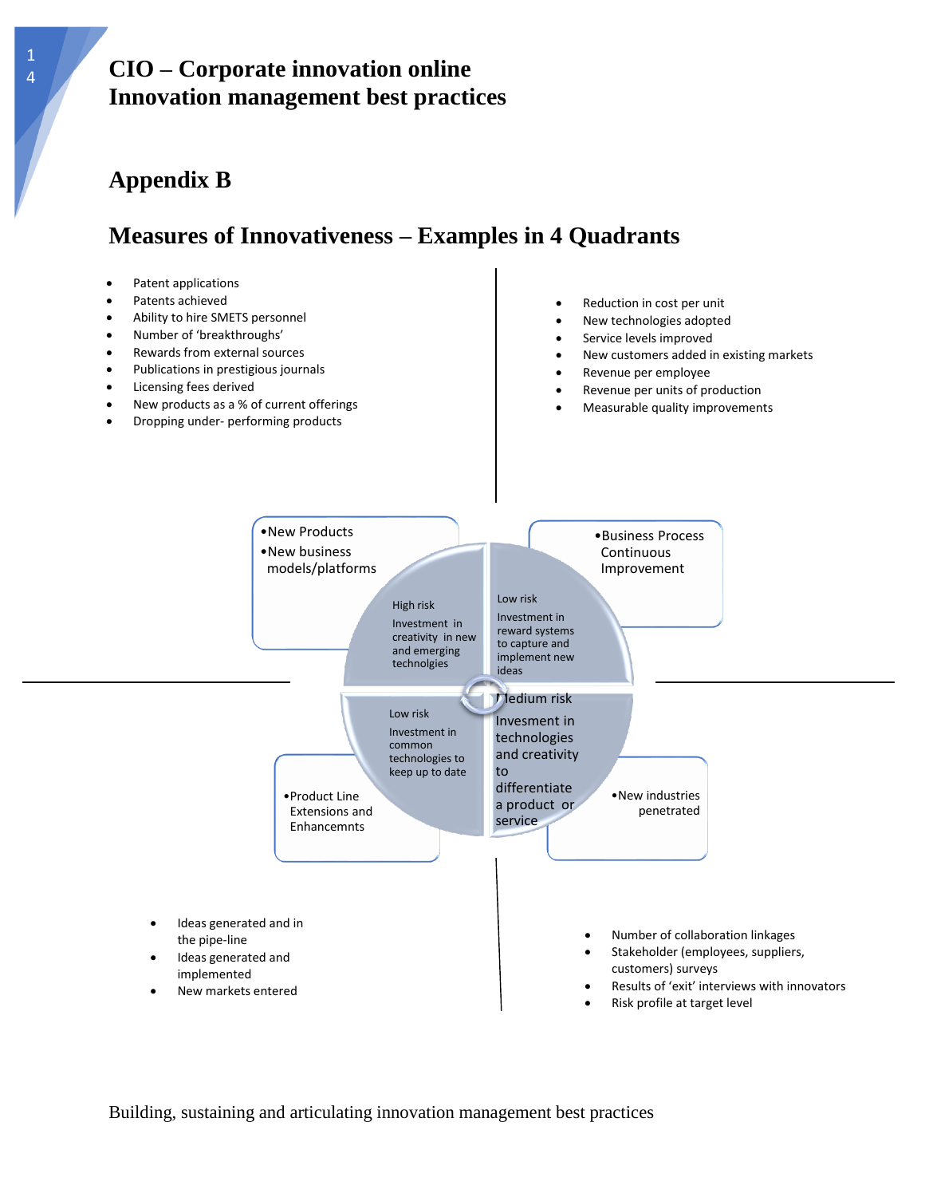# CIO – Corporate innovation online
# Innovation management best practices

## Appendix B

## Measures of Innovativeness – Examples in 4 Quadrants

- Patent applications
- Patents achieved
- Ability to hire SMETS personnel
- Number of 'breakthroughs'
- Rewards from external sources
- Publications in prestigious journals
- Licensing fees derived
- New products as a % of current offerings
- Dropping under- performing products

- Reduction in cost per unit
- New technologies adopted
- Service levels improved
- New customers added in existing markets
- Revenue per employee
- Revenue per units of production
- Measurable quality improvements

•New Products
•New business models/platforms

High risk
Investment in creativity in new and emerging technolgies

•Business Process Continuous Improvement

Low risk
Investment in reward systems to capture and implement new ideas

Low risk
Investment in common technologies to keep up to date

•Product Line Extensions and Enhancemnts

Medium risk
Invesment in technologies and creativity to differentiate a product or service

•New industries penetrated

- Ideas generated and in the pipe-line
- Ideas generated and implemented
- New markets entered

- Number of collaboration linkages
- Stakeholder (employees, suppliers, customers) surveys
- Results of 'exit' interviews with innovators
- Risk profile at target level

Building, sustaining and articulating innovation management best practices